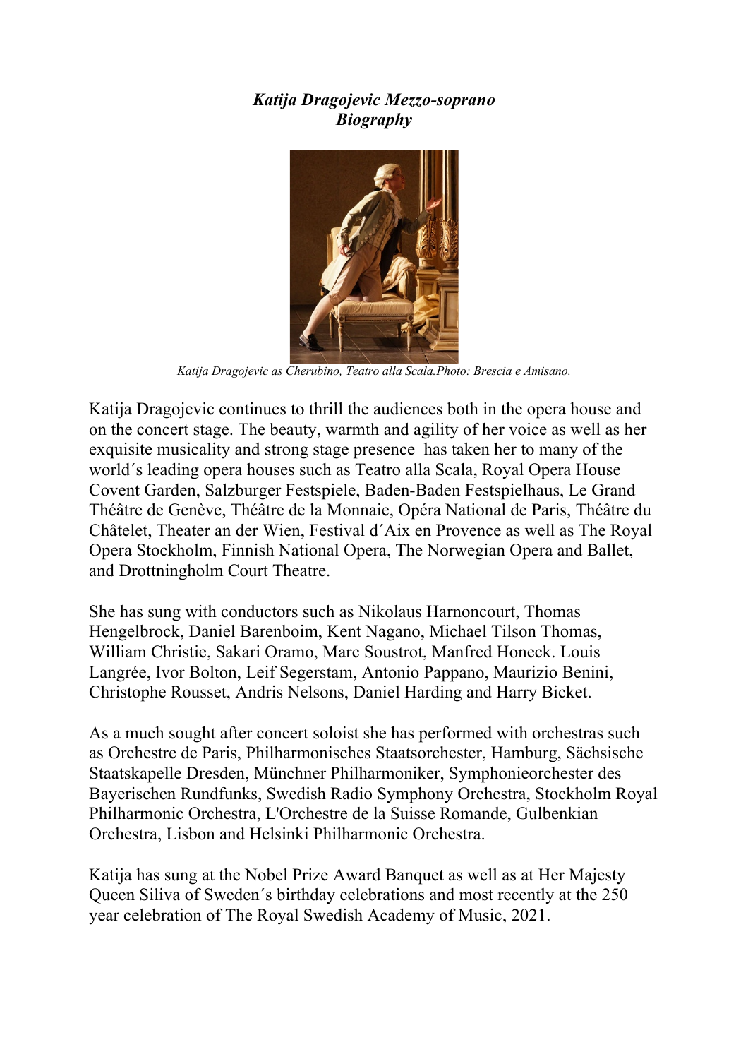***Katija Dragojevic Mezzo-soprano***
***Biography***

*Katija Dragojevic as Cherubino, Teatro alla Scala.Photo: Brescia e Amisano.*

Katija Dragojevic continues to thrill the audiences both in the opera house and on the concert stage. The beauty, warmth and agility of her voice as well as her exquisite musicality and strong stage presence has taken her to many of the world´s leading opera houses such as Teatro alla Scala, Royal Opera House Covent Garden, Salzburger Festspiele, Baden-Baden Festspielhaus, Le Grand Théâtre de Genève, Théâtre de la Monnaie, Opéra National de Paris, Théâtre du Châtelet, Theater an der Wien, Festival d´Aix en Provence as well as The Royal Opera Stockholm, Finnish National Opera, The Norwegian Opera and Ballet, and Drottningholm Court Theatre.

She has sung with conductors such as Nikolaus Harnoncourt, Thomas Hengelbrock, Daniel Barenboim, Kent Nagano, Michael Tilson Thomas, William Christie, Sakari Oramo, Marc Soustrot, Manfred Honeck. Louis Langrée, Ivor Bolton, Leif Segerstam, Antonio Pappano, Maurizio Benini, Christophe Rousset, Andris Nelsons, Daniel Harding and Harry Bicket.

As a much sought after concert soloist she has performed with orchestras such as Orchestre de Paris, Philharmonisches Staatsorchester, Hamburg, Sächsische Staatskapelle Dresden, Münchner Philharmoniker, Symphonieorchester des Bayerischen Rundfunks, Swedish Radio Symphony Orchestra, Stockholm Royal Philharmonic Orchestra, L'Orchestre de la Suisse Romande, Gulbenkian Orchestra, Lisbon and Helsinki Philharmonic Orchestra.

Katija has sung at the Nobel Prize Award Banquet as well as at Her Majesty Queen Siliva of Sweden´s birthday celebrations and most recently at the 250 year celebration of The Royal Swedish Academy of Music, 2021.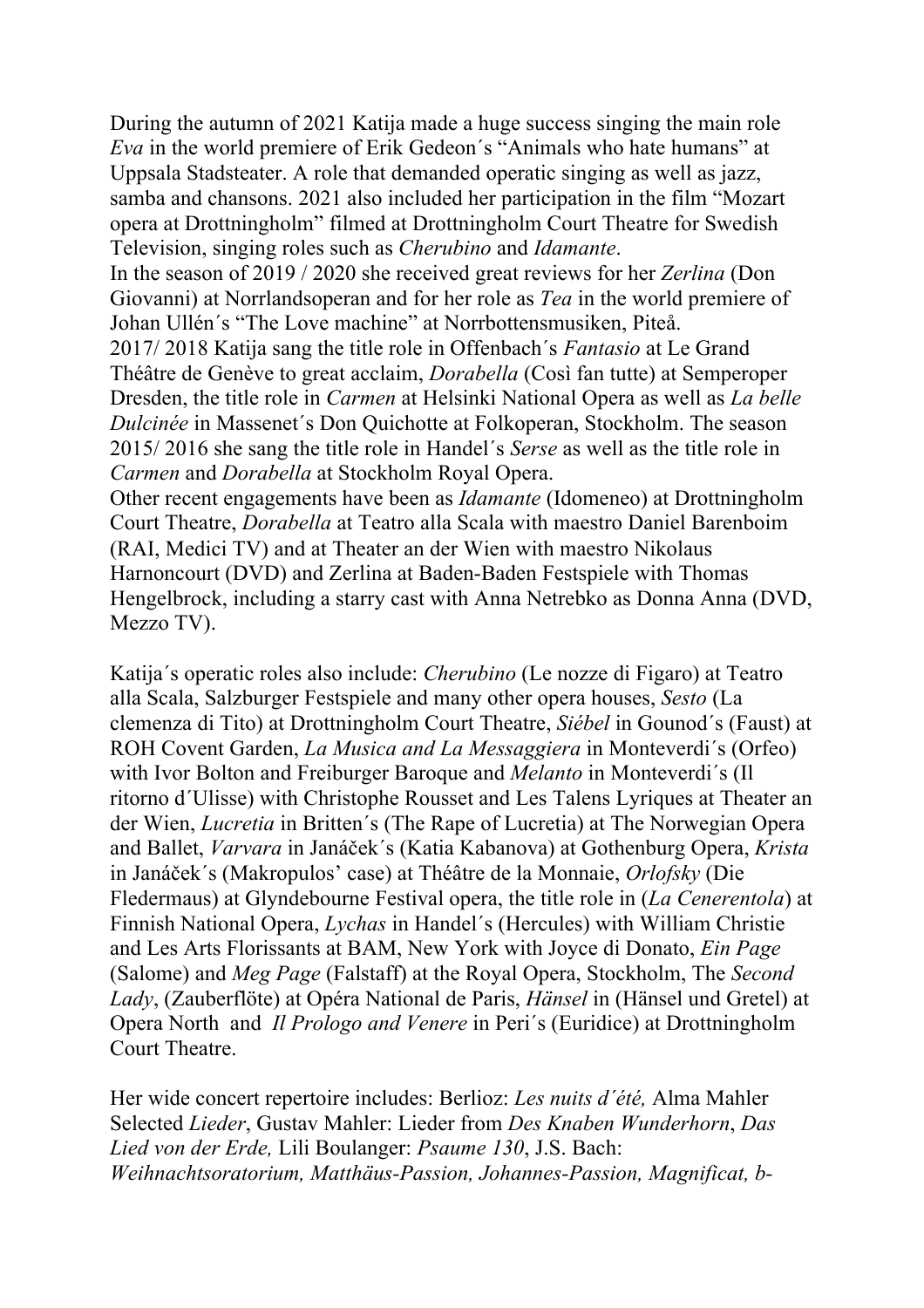During the autumn of 2021 Katija made a huge success singing the main role *Eva* in the world premiere of Erik Gedeon´s "Animals who hate humans" at Uppsala Stadsteater. A role that demanded operatic singing as well as jazz, samba and chansons. 2021 also included her participation in the film "Mozart opera at Drottningholm" filmed at Drottningholm Court Theatre for Swedish Television, singing roles such as *Cherubino* and *Idamante*.
In the season of 2019 / 2020 she received great reviews for her *Zerlina* (Don Giovanni) at Norrlandsoperan and for her role as *Tea* in the world premiere of Johan Ullén´s "The Love machine" at Norrbottensmusiken, Piteå.
2017/ 2018 Katija sang the title role in Offenbach´s *Fantasio* at Le Grand Théâtre de Genève to great acclaim, *Dorabella* (Così fan tutte) at Semperoper Dresden, the title role in *Carmen* at Helsinki National Opera as well as *La belle Dulcinée* in Massenet´s Don Quichotte at Folkoperan, Stockholm. The season 2015/ 2016 she sang the title role in Handel´s *Serse* as well as the title role in *Carmen* and *Dorabella* at Stockholm Royal Opera.
Other recent engagements have been as *Idamante* (Idomeneo) at Drottningholm Court Theatre, *Dorabella* at Teatro alla Scala with maestro Daniel Barenboim (RAI, Medici TV) and at Theater an der Wien with maestro Nikolaus Harnoncourt (DVD) and Zerlina at Baden-Baden Festspiele with Thomas Hengelbrock, including a starry cast with Anna Netrebko as Donna Anna (DVD, Mezzo TV).

Katija´s operatic roles also include: *Cherubino* (Le nozze di Figaro) at Teatro alla Scala, Salzburger Festspiele and many other opera houses, *Sesto* (La clemenza di Tito) at Drottningholm Court Theatre, *Siébel* in Gounod´s (Faust) at ROH Covent Garden, *La Musica and La Messaggiera* in Monteverdi´s (Orfeo) with Ivor Bolton and Freiburger Baroque and *Melanto* in Monteverdi´s (Il ritorno d´Ulisse) with Christophe Rousset and Les Talens Lyriques at Theater an der Wien, *Lucretia* in Britten´s (The Rape of Lucretia) at The Norwegian Opera and Ballet, *Varvara* in Janáček´s (Katia Kabanova) at Gothenburg Opera, *Krista* in Janáček´s (Makropulos' case) at Théâtre de la Monnaie, *Orlofsky* (Die Fledermaus) at Glyndebourne Festival opera, the title role in (*La Cenerentola*) at Finnish National Opera, *Lychas* in Handel´s (Hercules) with William Christie and Les Arts Florissants at BAM, New York with Joyce di Donato, *Ein Page* (Salome) and *Meg Page* (Falstaff) at the Royal Opera, Stockholm, The *Second Lady*, (Zauberflöte) at Opéra National de Paris, *Hänsel* in (Hänsel und Gretel) at Opera North and *Il Prologo and Venere* in Peri´s (Euridice) at Drottningholm Court Theatre.

Her wide concert repertoire includes: Berlioz: *Les nuits d´été,* Alma Mahler Selected *Lieder*, Gustav Mahler: Lieder from *Des Knaben Wunderhorn*, *Das Lied von der Erde,* Lili Boulanger: *Psaume 130*, J.S. Bach: *Weihnachtsoratorium, Matthäus-Passion, Johannes-Passion, Magnificat, b-*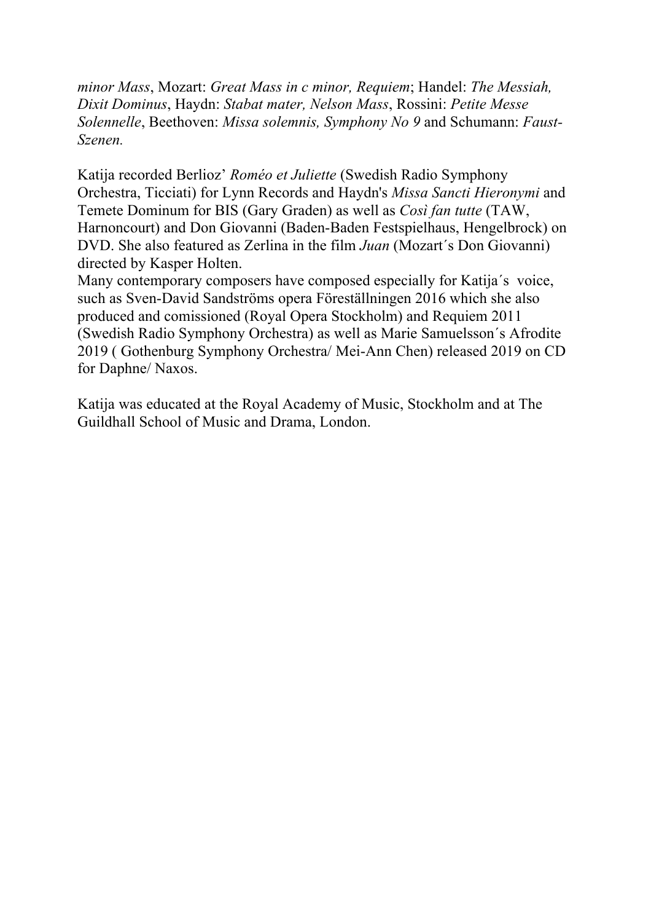*minor Mass*, Mozart: *Great Mass in c minor, Requiem*; Handel: *The Messiah, Dixit Dominus*, Haydn: *Stabat mater, Nelson Mass*, Rossini: *Petite Messe Solennelle*, Beethoven: *Missa solemnis, Symphony No 9* and Schumann: *Faust-Szenen.*

Katija recorded Berlioz' *Roméo et Juliette* (Swedish Radio Symphony Orchestra, Ticciati) for Lynn Records and Haydn's *Missa Sancti Hieronymi* and Temete Dominum for BIS (Gary Graden) as well as *Così fan tutte* (TAW, Harnoncourt) and Don Giovanni (Baden-Baden Festspielhaus, Hengelbrock) on DVD. She also featured as Zerlina in the film *Juan* (Mozart´s Don Giovanni) directed by Kasper Holten.
Many contemporary composers have composed especially for Katija´s voice, such as Sven-David Sandströms opera Föreställningen 2016 which she also produced and comissioned (Royal Opera Stockholm) and Requiem 2011 (Swedish Radio Symphony Orchestra) as well as Marie Samuelsson´s Afrodite 2019 ( Gothenburg Symphony Orchestra/ Mei-Ann Chen) released 2019 on CD for Daphne/ Naxos.

Katija was educated at the Royal Academy of Music, Stockholm and at The Guildhall School of Music and Drama, London.